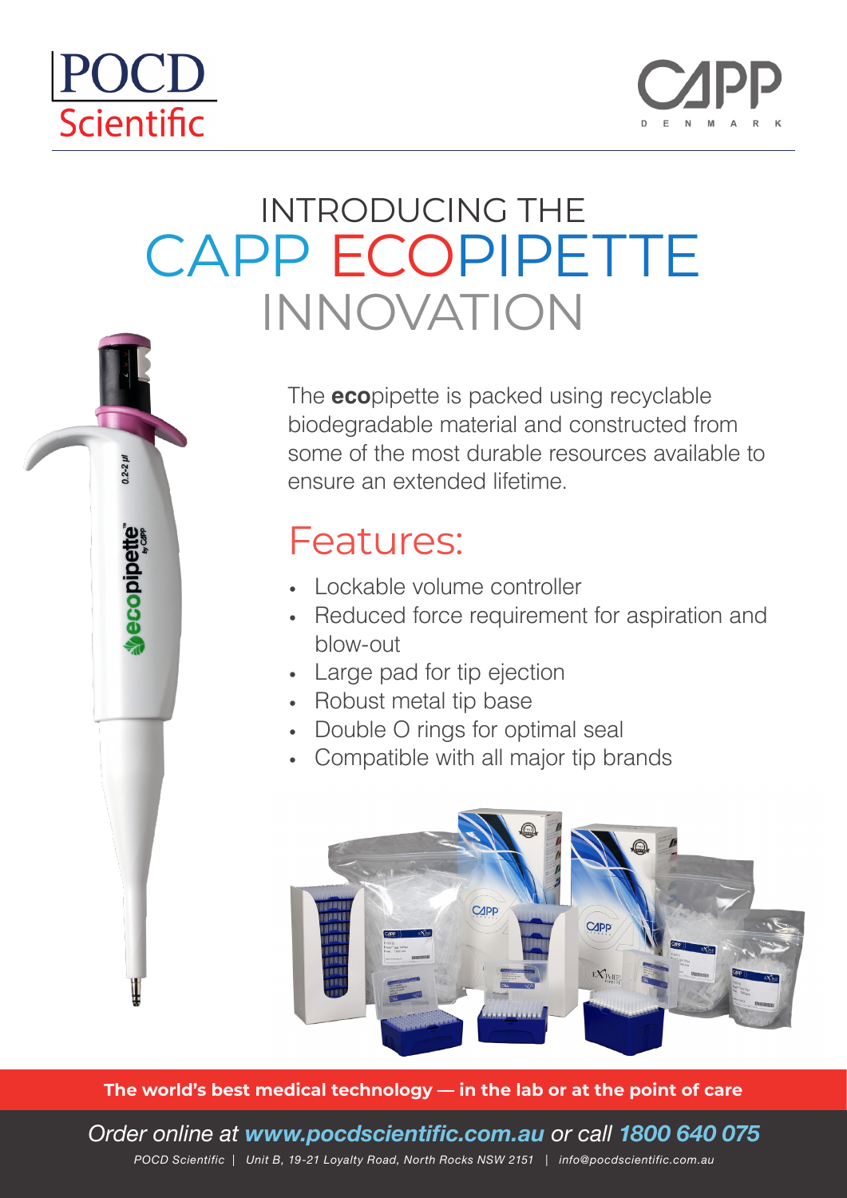POCD Scientific

CAPP DENMARK

# INTRODUCING THE CAPP ECOPIPETTE INNOVATION

The **eco**pipette is packed using recyclable biodegradable material and constructed from some of the most durable resources available to ensure an extended lifetime.

## Features:

- Lockable volume controller
- Reduced force requirement for aspiration and blow-out
- Large pad for tip ejection
- Robust metal tip base
- Double O rings for optimal seal
- Compatible with all major tip brands

**The world's best medical technology — in the lab or at the point of care**

*Order online at* ***www.pocdscientific.com.au*** *or call* ***1800 640 075***

*POCD Scientific | Unit B, 19-21 Loyalty Road, North Rocks NSW 2151 | info@pocdscientific.com.au*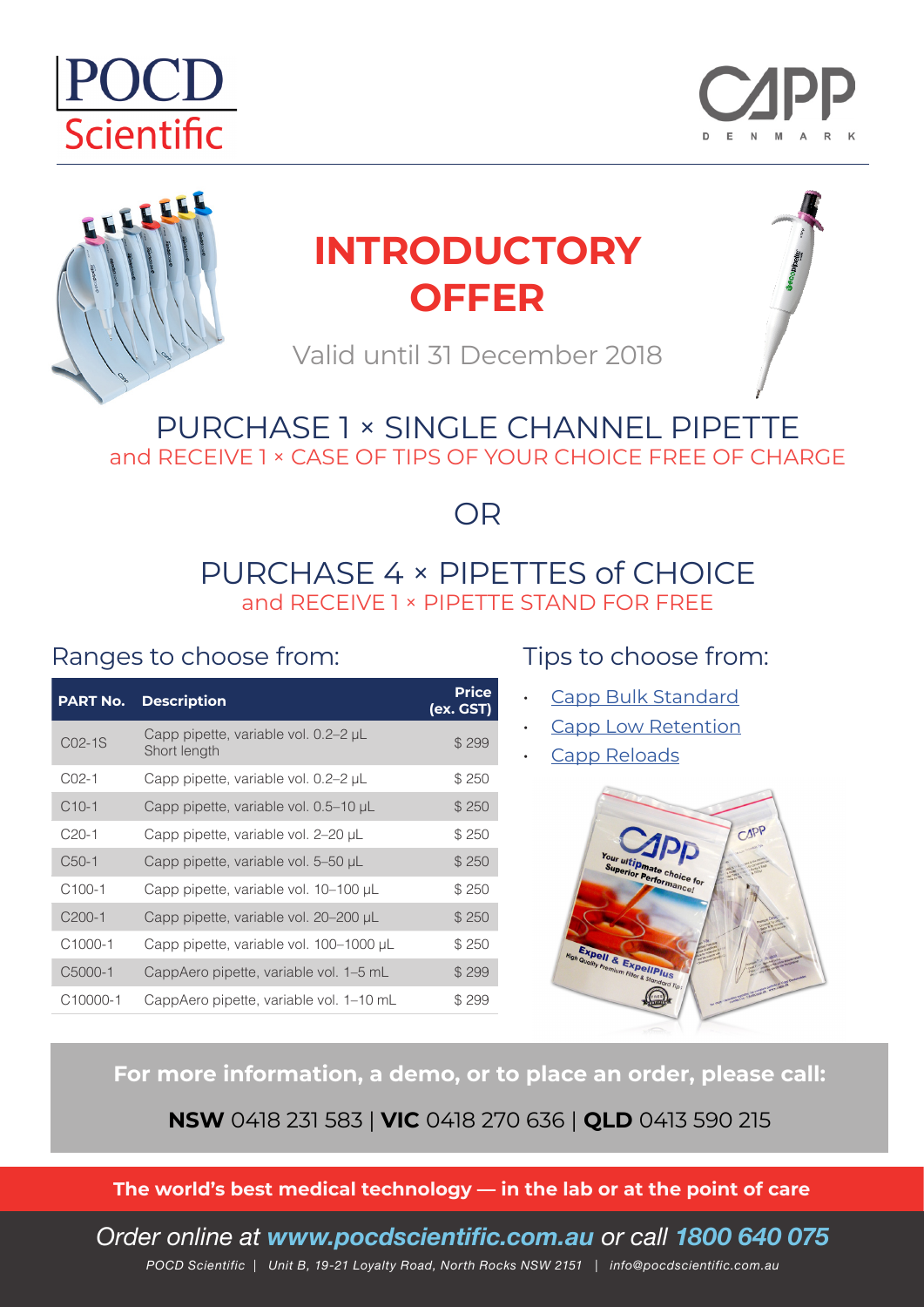POCD Scientific

CAPP DENMARK

# INTRODUCTORY OFFER

Valid until 31 December 2018

## PURCHASE 1 × SINGLE CHANNEL PIPETTE
and RECEIVE 1 × CASE OF TIPS OF YOUR CHOICE FREE OF CHARGE

OR

## PURCHASE 4 × PIPETTES of CHOICE
and RECEIVE 1 × PIPETTE STAND FOR FREE

### Ranges to choose from:

| PART No. | Description | Price (ex. GST) |
| --- | --- | --- |
| C02-1S | Capp pipette, variable vol. 0.2–2 µL Short length | $ 299 |
| C02-1 | Capp pipette, variable vol. 0.2–2 µL | $ 250 |
| C10-1 | Capp pipette, variable vol. 0.5–10 µL | $ 250 |
| C20-1 | Capp pipette, variable vol. 2–20 µL | $ 250 |
| C50-1 | Capp pipette, variable vol. 5–50 µL | $ 250 |
| C100-1 | Capp pipette, variable vol. 10–100 µL | $ 250 |
| C200-1 | Capp pipette, variable vol. 20–200 µL | $ 250 |
| C1000-1 | Capp pipette, variable vol. 100–1000 µL | $ 250 |
| C5000-1 | CappAero pipette, variable vol. 1–5 mL | $ 299 |
| C10000-1 | CappAero pipette, variable vol. 1–10 mL | $ 299 |

### Tips to choose from:

- Capp Bulk Standard
- Capp Low Retention
- Capp Reloads

**For more information, a demo, or to place an order, please call:**

**NSW** 0418 231 583 | **VIC** 0418 270 636 | **QLD** 0413 590 215

**The world's best medical technology — in the lab or at the point of care**

*Order online at **www.pocdscientific.com.au** or call **1800 640 075***

*POCD Scientific | Unit B, 19-21 Loyalty Road, North Rocks NSW 2151 | info@pocdscientific.com.au*